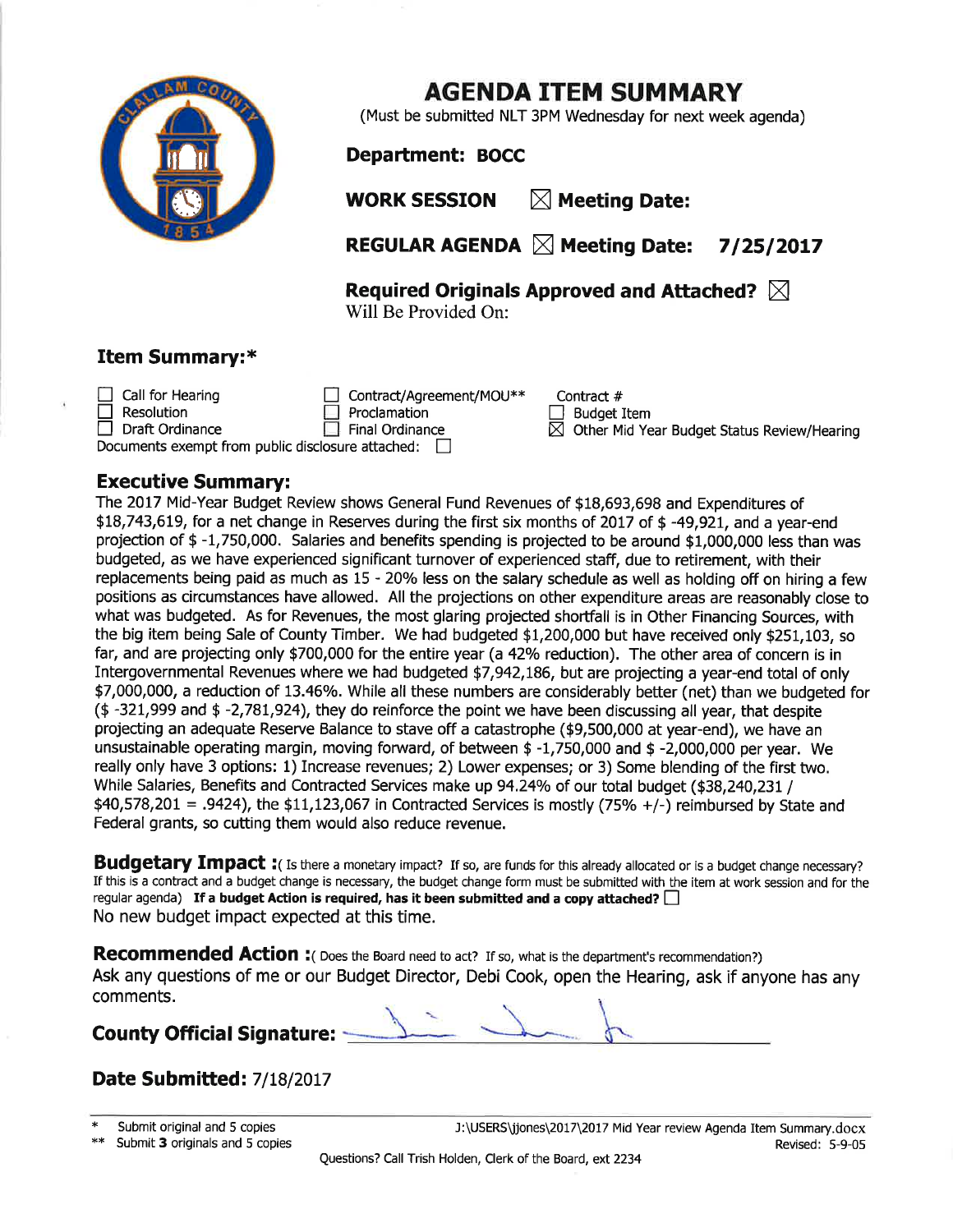# AGENDA ITEM SUMMARY

(Must be submitted NLT 3PM Wednesday for next week agenda)

**Department: BOCC**

**WORK SESSION** ☒ **Meeting Date:**

**REGULAR AGENDA** ☒ **Meeting Date: 7/25/2017**

**Required Originals Approved and Attached?** ☒
Will Be Provided On:

## Item Summary:*

☐ Call for Hearing
☐ Resolution
☐ Draft Ordinance
☐ Contract/Agreement/MOU**
☐ Proclamation
☐ Final Ordinance
Contract #
☐ Budget Item
☒ Other Mid Year Budget Status Review/Hearing

Documents exempt from public disclosure attached: ☐

## Executive Summary:

The 2017 Mid-Year Budget Review shows General Fund Revenues of $18,693,698 and Expenditures of $18,743,619, for a net change in Reserves during the first six months of 2017 of $ -49,921, and a year-end projection of $ -1,750,000. Salaries and benefits spending is projected to be around $1,000,000 less than was budgeted, as we have experienced significant turnover of experienced staff, due to retirement, with their replacements being paid as much as 15 - 20% less on the salary schedule as well as holding off on hiring a few positions as circumstances have allowed. All the projections on other expenditure areas are reasonably close to what was budgeted. As for Revenues, the most glaring projected shortfall is in Other Financing Sources, with the big item being Sale of County Timber. We had budgeted $1,200,000 but have received only $251,103, so far, and are projecting only $700,000 for the entire year (a 42% reduction). The other area of concern is in Intergovernmental Revenues where we had budgeted $7,942,186, but are projecting a year-end total of only $7,000,000, a reduction of 13.46%. While all these numbers are considerably better (net) than we budgeted for ($ -321,999 and $ -2,781,924), they do reinforce the point we have been discussing all year, that despite projecting an adequate Reserve Balance to stave off a catastrophe ($9,500,000 at year-end), we have an unsustainable operating margin, moving forward, of between $ -1,750,000 and $ -2,000,000 per year. We really only have 3 options: 1) Increase revenues; 2) Lower expenses; or 3) Some blending of the first two. While Salaries, Benefits and Contracted Services make up 94.24% of our total budget ($38,240,231 / $40,578,201 = .9424), the $11,123,067 in Contracted Services is mostly (75% +/-) reimbursed by State and Federal grants, so cutting them would also reduce revenue.

**Budgetary Impact :**( Is there a monetary impact? If so, are funds for this already allocated or is a budget change necessary? If this is a contract and a budget change is necessary, the budget change form must be submitted with the item at work session and for the regular agenda) **If a budget Action is required, has it been submitted and a copy attached?** ☐
No new budget impact expected at this time.

**Recommended Action :**( Does the Board need to act? If so, what is the department's recommendation?)
Ask any questions of me or our Budget Director, Debi Cook, open the Hearing, ask if anyone has any comments.

**County Official Signature:** ______________________

**Date Submitted:** 7/18/2017

\* Submit original and 5 copies
\** Submit **3** originals and 5 copies

J:\USERS\jjones\2017\2017 Mid Year review Agenda Item Summary.docx
Revised: 5-9-05

Questions? Call Trish Holden, Clerk of the Board, ext 2234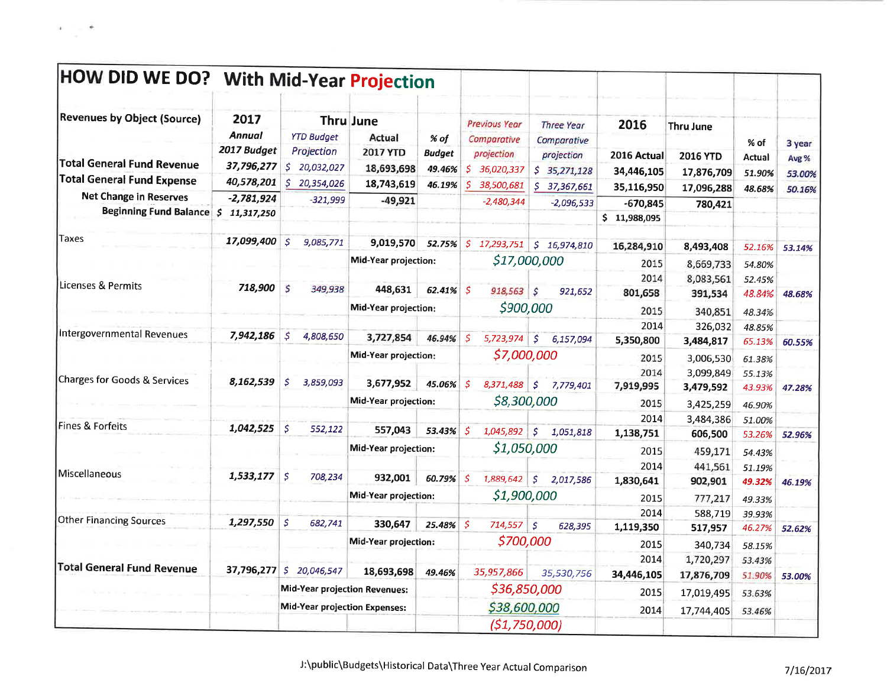# HOW DID WE DO? With Mid-Year Projection

| Revenues by Object (Source) | 2017 Annual 2017 Budget | Thru June YTD Budget Projection | Actual 2017 YTD | % of Budget | Previous Year Comparative projection | Three Year Comparative projection | 2016 Actual | Thru June 2016 YTD | % of Actual | 3 year Avg % |
|---|---|---|---|---|---|---|---|---|---|---|
| Total General Fund Revenue | 37,796,277 | $ 20,032,027 | 18,693,698 | 49.46% | $ 36,020,337 | $ 35,271,128 | 34,446,105 | 17,876,709 | 51.90% | 53.00% |
| Total General Fund Expense | 40,578,201 | $ 20,354,026 | 18,743,619 | 46.19% | $ 38,500,681 | $ 37,367,661 | 35,116,950 | 17,096,288 | 48.68% | 50.16% |
| Net Change in Reserves | -2,781,924 | -321,999 | -49,921 | | -2,480,344 | -2,096,533 | -670,845 | 780,421 | | |
| Beginning Fund Balance | $ 11,317,250 | | | | | | $ 11,988,095 | | | |
| Taxes | 17,099,400 | $ 9,085,771 | 9,019,570 | 52.75% | $ 17,293,751 | $ 16,974,810 | 16,284,910 | 8,493,408 | 52.16% | 53.14% |
| | | | Mid-Year projection: | | $17,000,000 | | 2015 | 8,669,733 | 54.80% | |
| | | | | | | | 2014 | 8,083,561 | 52.45% | |
| Licenses & Permits | 718,900 | $ 349,938 | 448,631 | 62.41% | $ 918,563 | $ 921,652 | 801,658 | 391,534 | 48.84% | 48.68% |
| | | | Mid-Year projection: | | $900,000 | | 2015 | 340,851 | 48.34% | |
| | | | | | | | 2014 | 326,032 | 48.85% | |
| Intergovernmental Revenues | 7,942,186 | $ 4,808,650 | 3,727,854 | 46.94% | $ 5,723,974 | $ 6,157,094 | 5,350,800 | 3,484,817 | 65.13% | 60.55% |
| | | | Mid-Year projection: | | $7,000,000 | | 2015 | 3,006,530 | 61.38% | |
| | | | | | | | 2014 | 3,099,849 | 55.13% | |
| Charges for Goods & Services | 8,162,539 | $ 3,859,093 | 3,677,952 | 45.06% | $ 8,371,488 | $ 7,779,401 | 7,919,995 | 3,479,592 | 43.93% | 47.28% |
| | | | Mid-Year projection: | | $8,300,000 | | 2015 | 3,425,259 | 46.90% | |
| | | | | | | | 2014 | 3,484,386 | 51.00% | |
| Fines & Forfeits | 1,042,525 | $ 552,122 | 557,043 | 53.43% | $ 1,045,892 | $ 1,051,818 | 1,138,751 | 606,500 | 53.26% | 52.96% |
| | | | Mid-Year projection: | | $1,050,000 | | 2015 | 459,171 | 54.43% | |
| | | | | | | | 2014 | 441,561 | 51.19% | |
| Miscellaneous | 1,533,177 | $ 708,234 | 932,001 | 60.79% | $ 1,889,642 | $ 2,017,586 | 1,830,641 | 902,901 | 49.32% | 46.19% |
| | | | Mid-Year projection: | | $1,900,000 | | 2015 | 777,217 | 49.33% | |
| | | | | | | | 2014 | 588,719 | 39.93% | |
| Other Financing Sources | 1,297,550 | $ 682,741 | 330,647 | 25.48% | $ 714,557 | $ 628,395 | 1,119,350 | 517,957 | 46.27% | 52.62% |
| | | | Mid-Year projection: | | $700,000 | | 2015 | 340,734 | 58.15% | |
| | | | | | | | 2014 | 1,720,297 | 53.43% | |
| Total General Fund Revenue | 37,796,277 | $ 20,046,547 | 18,693,698 | 49.46% | 35,957,866 | 35,530,756 | 34,446,105 | 17,876,709 | 51.90% | 53.00% |
| | | Mid-Year projection Revenues: | | | $36,850,000 | | 2015 | 17,019,495 | 53.63% | |
| | | Mid-Year projection Expenses: | | | $38,600,000 | | 2014 | 17,744,405 | 53.46% | |
| | | | | | ($1,750,000) | | | | | |

J:\public\Budgets\Historical Data\Three Year Actual Comparison

7/16/2017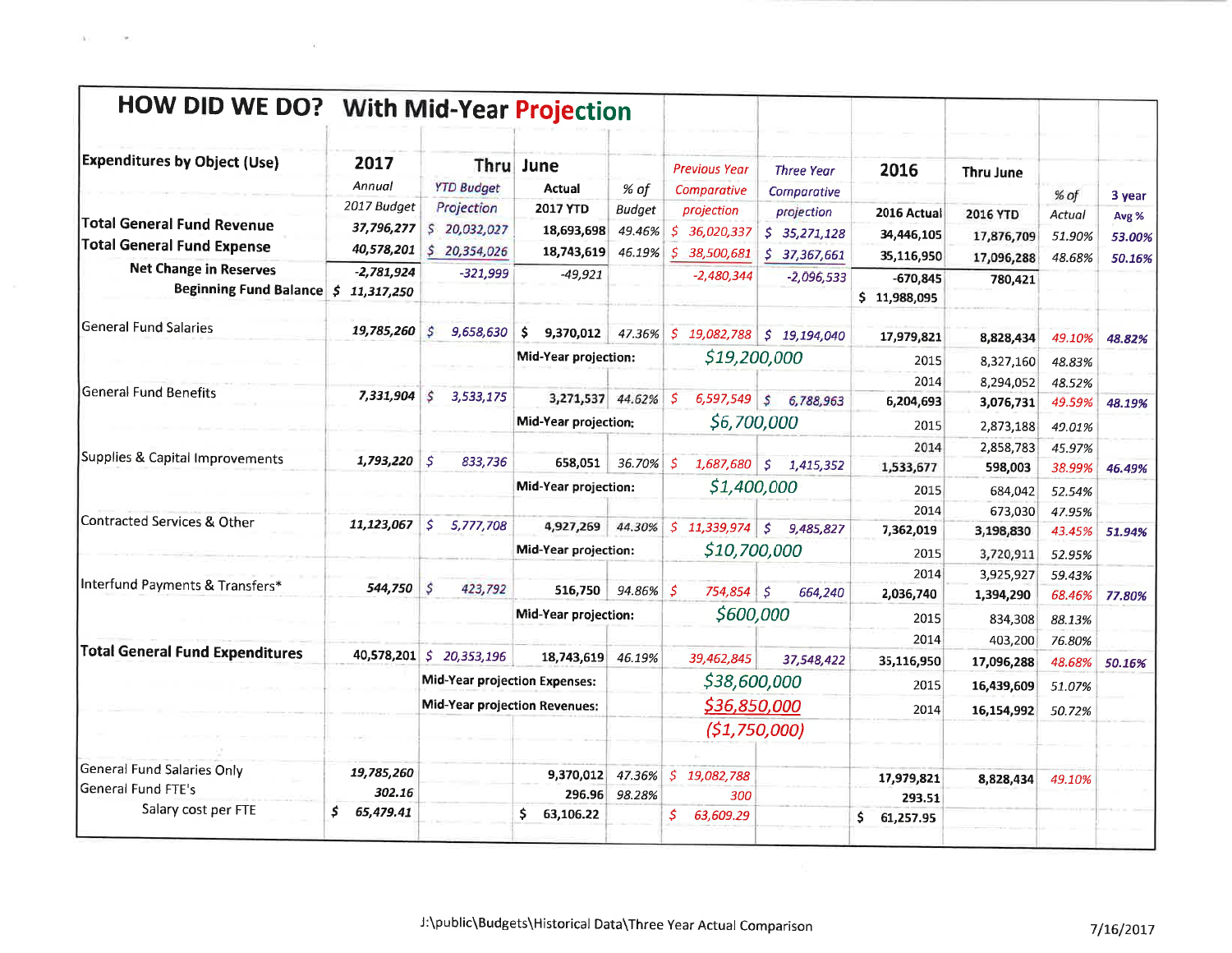# HOW DID WE DO? With Mid-Year Projection

| Expenditures by Object (Use) | 2017 Annual 2017 Budget | Thru June YTD Budget Projection | Actual 2017 YTD | % of Budget | Previous Year Comparative projection | Three Year Comparative projection | 2016 2016 Actual | Thru June 2016 YTD | % of Actual | 3 year Avg % |
|---|---|---|---|---|---|---|---|---|---|---|
| Total General Fund Revenue | 37,796,277 | $ 20,032,027 | 18,693,698 | 49.46% | $ 36,020,337 | $ 35,271,128 | 34,446,105 | 17,876,709 | 51.90% | 53.00% |
| Total General Fund Expense | 40,578,201 | $ 20,354,026 | 18,743,619 | 46.19% | $ 38,500,681 | $ 37,367,661 | 35,116,950 | 17,096,288 | 48.68% | 50.16% |
| Net Change in Reserves | -2,781,924 | -321,999 | -49,921 | | -2,480,344 | -2,096,533 | -670,845 | 780,421 | | |
| Beginning Fund Balance | $ 11,317,250 | | | | | | $ 11,988,095 | | | |
| General Fund Salaries | 19,785,260 | $ 9,658,630 | $ 9,370,012 | 47.36% | $ 19,082,788 | $ 19,194,040 | 17,979,821 | 8,828,434 | 49.10% | 48.82% |
| | | | Mid-Year projection: | | $19,200,000 | | 2015 | 8,327,160 | 48.83% | |
| | | | | | | | 2014 | 8,294,052 | 48.52% | |
| General Fund Benefits | 7,331,904 | $ 3,533,175 | 3,271,537 | 44.62% | $ 6,597,549 | $ 6,788,963 | 6,204,693 | 3,076,731 | 49.59% | 48.19% |
| | | | Mid-Year projection: | | $6,700,000 | | 2015 | 2,873,188 | 49.01% | |
| | | | | | | | 2014 | 2,858,783 | 45.97% | |
| Supplies & Capital Improvements | 1,793,220 | $ 833,736 | 658,051 | 36.70% | $ 1,687,680 | $ 1,415,352 | 1,533,677 | 598,003 | 38.99% | 46.49% |
| | | | Mid-Year projection: | | $1,400,000 | | 2015 | 684,042 | 52.54% | |
| | | | | | | | 2014 | 673,030 | 47.95% | |
| Contracted Services & Other | 11,123,067 | $ 5,777,708 | 4,927,269 | 44.30% | $ 11,339,974 | $ 9,485,827 | 7,362,019 | 3,198,830 | 43.45% | 51.94% |
| | | | Mid-Year projection: | | $10,700,000 | | 2015 | 3,720,911 | 52.95% | |
| | | | | | | | 2014 | 3,925,927 | 59.43% | |
| Interfund Payments & Transfers* | 544,750 | $ 423,792 | 516,750 | 94.86% | $ 754,854 | $ 664,240 | 2,036,740 | 1,394,290 | 68.46% | 77.80% |
| | | | Mid-Year projection: | | $600,000 | | 2015 | 834,308 | 88.13% | |
| | | | | | | | 2014 | 403,200 | 76.80% | |
| Total General Fund Expenditures | 40,578,201 | $ 20,353,196 | 18,743,619 | 46.19% | 39,462,845 | 37,548,422 | 35,116,950 | 17,096,288 | 48.68% | 50.16% |
| | | Mid-Year projection Expenses: | | | $38,600,000 | | 2015 | 16,439,609 | 51.07% | |
| | | Mid-Year projection Revenues: | | | $36,850,000 | | 2014 | 16,154,992 | 50.72% | |
| | | | | | ($1,750,000) | | | | | |
| General Fund Salaries Only | 19,785,260 | | 9,370,012 | 47.36% | $ 19,082,788 | | 17,979,821 | 8,828,434 | 49.10% | |
| General Fund FTE's | 302.16 | | 296.96 | 98.28% | 300 | | 293.51 | | | |
| Salary cost per FTE | $ 65,479.41 | | $ 63,106.22 | | $ 63,609.29 | | $ 61,257.95 | | | |

J:\public\Budgets\Historical Data\Three Year Actual Comparison

7/16/2017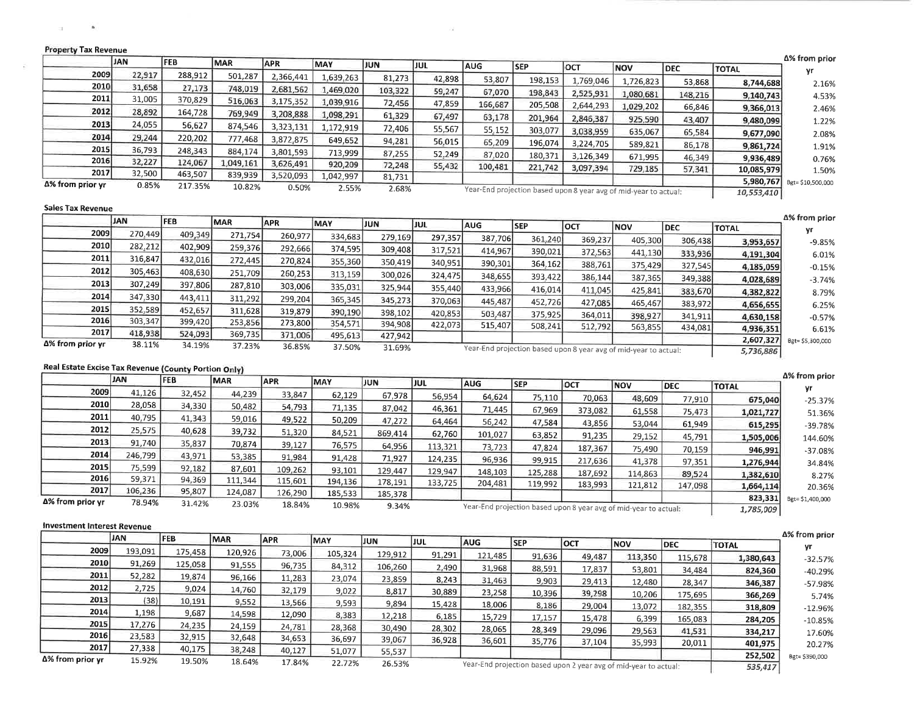### Property Tax Revenue

| | JAN | FEB | MAR | APR | MAY | JUN | JUL | AUG | SEP | OCT | NOV | DEC | TOTAL | Δ% from prior yr |
|---|---|---|---|---|---|---|---|---|---|---|---|---|---|---|
| 2009 | 22,917 | 288,912 | 501,287 | 2,366,441 | 1,639,263 | 81,273 | 42,898 | 53,807 | 198,153 | 1,769,046 | 1,726,823 | 53,868 | 8,744,688 | 2.16% |
| 2010 | 31,658 | 27,173 | 748,019 | 2,681,562 | 1,469,020 | 103,322 | 59,247 | 67,070 | 198,843 | 2,525,931 | 1,080,681 | 148,216 | 9,140,743 | 4.53% |
| 2011 | 31,005 | 370,829 | 516,063 | 3,175,352 | 1,039,916 | 72,456 | 47,859 | 166,687 | 205,508 | 2,644,293 | 1,029,202 | 66,846 | 9,366,013 | 2.46% |
| 2012 | 28,892 | 164,728 | 769,949 | 3,208,888 | 1,098,291 | 61,329 | 67,497 | 63,178 | 201,964 | 2,846,387 | 925,590 | 43,407 | 9,480,099 | 1.22% |
| 2013 | 24,055 | 56,627 | 874,546 | 3,323,131 | 1,172,919 | 72,406 | 55,567 | 55,152 | 303,077 | 3,038,959 | 635,067 | 65,584 | 9,677,090 | 2.08% |
| 2014 | 29,244 | 220,202 | 777,468 | 3,872,875 | 649,652 | 94,281 | 56,015 | 65,209 | 196,074 | 3,224,705 | 589,821 | 86,178 | 9,861,724 | 1.91% |
| 2015 | 36,793 | 248,343 | 884,174 | 3,801,593 | 713,999 | 87,255 | 52,249 | 87,020 | 180,371 | 3,126,349 | 671,995 | 46,349 | 9,936,489 | 0.76% |
| 2016 | 32,227 | 124,067 | 1,049,161 | 3,626,491 | 920,209 | 72,248 | 55,432 | 100,481 | 221,742 | 3,097,394 | 729,185 | 57,341 | 10,085,979 | 1.50% |
| 2017 | 32,500 | 463,507 | 839,939 | 3,520,093 | 1,042,997 | 81,731 | | | | | | | 5,980,767 | Bgt= $10,500,000 |
| Δ% from prior yr | 0.85% | 217.35% | 10.82% | 0.50% | 2.55% | 2.68% | | Year-End projection based upon 8 year avg of mid-year to actual: | | | | | 10,553,410 | |

### Sales Tax Revenue

| | JAN | FEB | MAR | APR | MAY | JUN | JUL | AUG | SEP | OCT | NOV | DEC | TOTAL | Δ% from prior yr |
|---|---|---|---|---|---|---|---|---|---|---|---|---|---|---|
| 2009 | 270,449 | 409,349 | 271,754 | 260,977 | 334,683 | 279,169 | 297,357 | 387,706 | 361,240 | 369,237 | 405,300 | 306,438 | 3,953,657 | -9.85% |
| 2010 | 282,212 | 402,909 | 259,376 | 292,666 | 374,595 | 309,408 | 317,521 | 414,967 | 390,021 | 372,563 | 441,130 | 333,936 | 4,191,304 | 6.01% |
| 2011 | 316,847 | 432,016 | 272,445 | 270,824 | 355,360 | 350,419 | 340,951 | 390,301 | 364,162 | 388,761 | 375,429 | 327,545 | 4,185,059 | -0.15% |
| 2012 | 305,463 | 408,630 | 251,709 | 260,253 | 313,159 | 300,026 | 324,475 | 348,655 | 393,422 | 386,144 | 387,365 | 349,388 | 4,028,689 | -3.74% |
| 2013 | 307,249 | 397,806 | 287,810 | 303,006 | 335,031 | 325,944 | 355,440 | 433,966 | 416,014 | 411,045 | 425,841 | 383,670 | 4,382,822 | 8.79% |
| 2014 | 347,330 | 443,411 | 311,292 | 299,204 | 365,345 | 345,273 | 370,063 | 445,487 | 452,726 | 427,085 | 465,467 | 383,972 | 4,656,655 | 6.25% |
| 2015 | 352,589 | 452,657 | 311,628 | 319,879 | 390,190 | 398,102 | 420,853 | 503,487 | 375,925 | 364,011 | 398,927 | 341,911 | 4,630,158 | -0.57% |
| 2016 | 303,347 | 399,420 | 253,856 | 273,800 | 354,571 | 394,908 | 422,073 | 515,407 | 508,241 | 512,792 | 563,855 | 434,081 | 4,936,351 | 6.61% |
| 2017 | 418,938 | 524,093 | 369,735 | 371,006 | 495,613 | 427,942 | | | | | | | 2,607,327 | Bgt= $5,300,000 |
| Δ% from prior yr | 38.11% | 34.19% | 37.23% | 36.85% | 37.50% | 31.69% | | Year-End projection based upon 8 year avg of mid-year to actual: | | | | | 5,736,886 | |

### Real Estate Excise Tax Revenue (County Portion Only)

| | JAN | FEB | MAR | APR | MAY | JUN | JUL | AUG | SEP | OCT | NOV | DEC | TOTAL | Δ% from prior yr |
|---|---|---|---|---|---|---|---|---|---|---|---|---|---|---|
| 2009 | 41,126 | 32,452 | 44,239 | 33,847 | 62,129 | 67,978 | 56,954 | 64,624 | 75,110 | 70,063 | 48,609 | 77,910 | 675,040 | -25.37% |
| 2010 | 28,058 | 34,330 | 50,482 | 54,793 | 71,135 | 87,042 | 46,361 | 71,445 | 67,969 | 373,082 | 61,558 | 75,473 | 1,021,727 | 51.36% |
| 2011 | 40,795 | 41,343 | 59,016 | 49,522 | 50,209 | 47,272 | 64,464 | 56,242 | 47,584 | 43,856 | 53,044 | 61,949 | 615,295 | -39.78% |
| 2012 | 25,575 | 40,628 | 39,732 | 51,320 | 84,521 | 869,414 | 62,760 | 101,027 | 63,852 | 91,235 | 29,152 | 45,791 | 1,505,006 | 144.60% |
| 2013 | 91,740 | 35,837 | 70,874 | 39,127 | 76,575 | 64,956 | 113,321 | 73,723 | 47,824 | 187,367 | 75,490 | 70,159 | 946,991 | -37.08% |
| 2014 | 246,799 | 43,971 | 53,385 | 91,984 | 91,428 | 71,927 | 124,235 | 96,936 | 99,915 | 217,636 | 41,378 | 97,351 | 1,276,944 | 34.84% |
| 2015 | 75,599 | 92,182 | 87,601 | 109,262 | 93,101 | 129,447 | 129,947 | 148,103 | 125,288 | 187,692 | 114,863 | 89,524 | 1,382,610 | 8.27% |
| 2016 | 59,371 | 94,369 | 111,344 | 115,601 | 194,136 | 178,191 | 133,725 | 204,481 | 119,992 | 183,993 | 121,812 | 147,098 | 1,664,114 | 20.36% |
| 2017 | 106,236 | 95,807 | 124,087 | 126,290 | 185,533 | 185,378 | | | | | | | 823,331 | Bgt= $1,400,000 |
| Δ% from prior yr | 78.94% | 31.42% | 23.03% | 18.84% | 10.98% | 9.34% | | Year-End projection based upon 8 year avg of mid-year to actual: | | | | | 1,785,009 | |

### Investment Interest Revenue

| | JAN | FEB | MAR | APR | MAY | JUN | JUL | AUG | SEP | OCT | NOV | DEC | TOTAL | Δ% from prior yr |
|---|---|---|---|---|---|---|---|---|---|---|---|---|---|---|
| 2009 | 193,091 | 175,458 | 120,926 | 73,006 | 105,324 | 129,912 | 91,291 | 121,485 | 91,636 | 49,487 | 113,350 | 115,678 | 1,380,643 | -32.57% |
| 2010 | 91,269 | 125,058 | 91,555 | 96,735 | 84,312 | 106,260 | 2,490 | 31,968 | 88,591 | 17,837 | 53,801 | 34,484 | 824,360 | -40.29% |
| 2011 | 52,282 | 19,874 | 96,166 | 11,283 | 23,074 | 23,859 | 8,243 | 31,463 | 9,903 | 29,413 | 12,480 | 28,347 | 346,387 | -57.98% |
| 2012 | 2,725 | 9,024 | 14,760 | 32,179 | 9,022 | 8,817 | 30,889 | 23,258 | 10,396 | 39,298 | 10,206 | 175,695 | 366,269 | 5.74% |
| 2013 | (38) | 10,191 | 9,552 | 13,566 | 9,593 | 9,894 | 15,428 | 18,006 | 8,186 | 29,004 | 13,072 | 182,355 | 318,809 | -12.96% |
| 2014 | 1,198 | 9,687 | 14,598 | 12,090 | 8,383 | 12,218 | 6,185 | 15,729 | 17,157 | 15,478 | 6,399 | 165,083 | 284,205 | -10.85% |
| 2015 | 17,276 | 24,235 | 24,159 | 24,781 | 28,368 | 30,490 | 28,302 | 28,065 | 28,349 | 29,096 | 29,563 | 41,531 | 334,217 | 17.60% |
| 2016 | 23,583 | 32,915 | 32,648 | 34,653 | 36,697 | 39,067 | 36,928 | 36,601 | 35,776 | 37,104 | 35,993 | 20,011 | 401,975 | 20.27% |
| 2017 | 27,338 | 40,175 | 38,248 | 40,127 | 51,077 | 55,537 | | | | | | | 252,502 | Bgt= $390,000 |
| Δ% from prior yr | 15.92% | 19.50% | 18.64% | 17.84% | 22.72% | 26.53% | | Year-End projection based upon 2 year avg of mid-year to actual: | | | | | 535,417 | |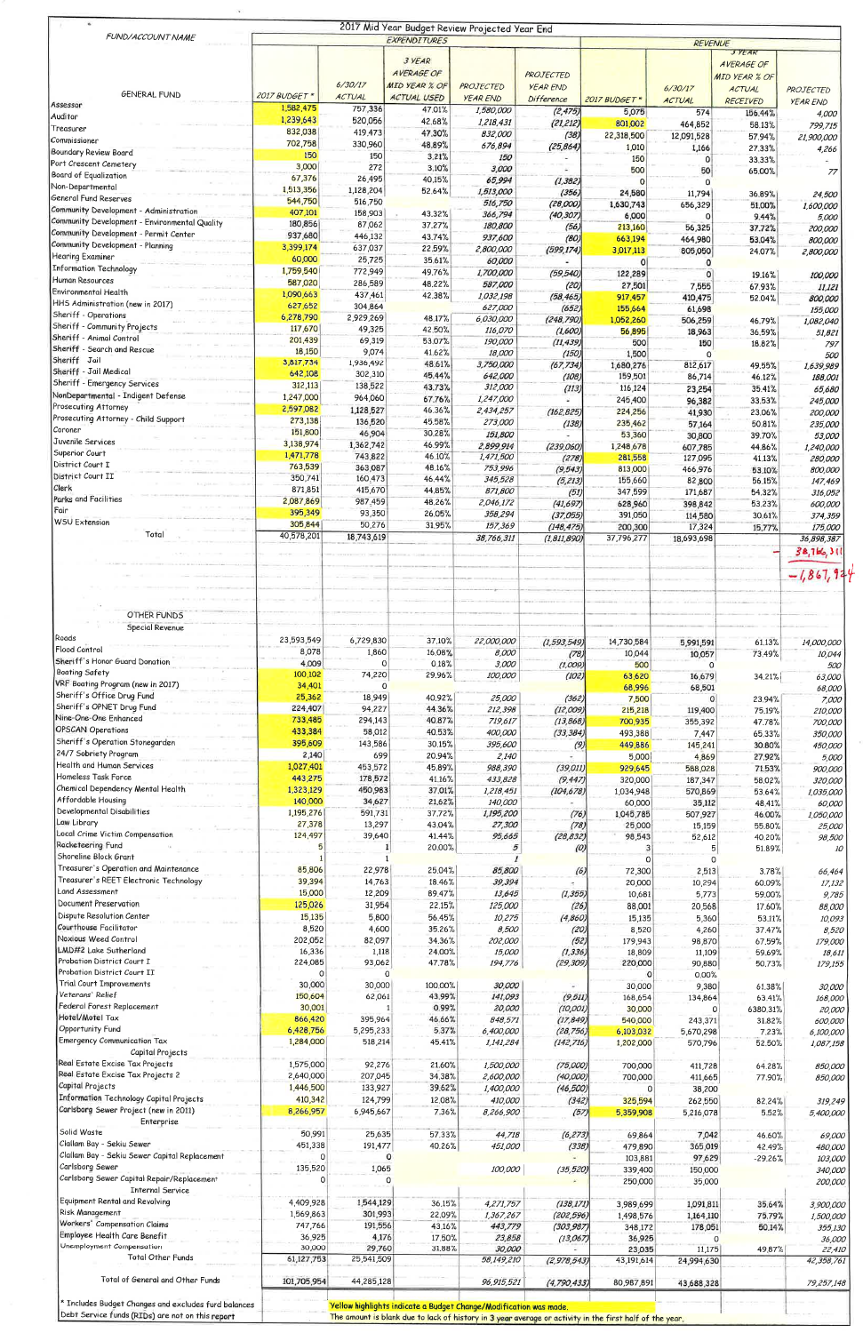# 2017 Mid Year Budget Review Projected Year End

| FUND/ACCOUNT NAME | EXPENDITURES | | | | | | REVENUE | | | |
|---|---|---|---|---|---|---|---|---|---|---|
| GENERAL FUND | 2017 BUDGET * | 6/30/17 ACTUAL | 3 YEAR AVERAGE OF MID YEAR % OF ACTUAL USED | PROJECTED YEAR END | PROJECTED YEAR END Difference | 2017 BUDGET * | 6/30/17 ACTUAL | 3 YEAR AVERAGE OF MID YEAR % OF ACTUAL RECEIVED | PROJECTED YEAR END |
| Assessor | 1,582,475 | 757,336 | 47.01% | 1,580,000 | (2,475) | 5,075 | 574 | 156.44% | 4,000 |
| Auditor | 1,239,643 | 520,056 | 42.68% | 1,218,431 | (21,212) | 801,002 | 464,852 | 58.13% | 799,715 |
| Treasurer | 832,038 | 419,473 | 47.30% | 832,000 | (38) | 22,318,500 | 12,091,528 | 57.94% | 21,900,000 |
| Commissioner | 702,758 | 330,960 | 48.89% | 676,894 | (25,864) | 1,010 | 1,166 | 27.33% | 4,266 |
| Boundary Review Board | 150 | 150 | 3.21% | 150 | - | 150 | 0 | 33.33% | |
| Port Crescent Cemetery | 3,000 | 272 | 3.10% | 3,000 | - | 500 | 50 | 65.00% | 77 |
| Board of Equalization | 67,376 | 26,495 | 40.15% | 65,994 | (1,382) | 0 | 0 | | |
| Non-Departmental | 1,513,356 | 1,128,204 | 52.64% | 1,513,000 | (356) | 24,580 | 11,794 | 36.89% | 24,500 |
| General Fund Reserves | 544,750 | 516,750 | | 516,750 | (28,000) | 1,630,743 | 656,329 | 51.00% | 1,600,000 |
| Community Development - Administration | 407,101 | 158,903 | 43.32% | 366,794 | (40,307) | 6,000 | 0 | 9.44% | 5,000 |
| Community Development - Environmental Quality | 180,856 | 87,062 | 37.27% | 180,800 | (56) | 213,160 | 56,325 | 37.72% | 200,000 |
| Community Development - Permit Center | 937,680 | 446,132 | 43.74% | 937,600 | (80) | 663,194 | 464,980 | 53.04% | 800,000 |
| Community Development - Planning | 3,399,174 | 637,037 | 22.59% | 2,800,000 | (599,174) | 3,017,113 | 805,050 | 24.07% | 2,800,000 |
| Hearing Examiner | 60,000 | 25,725 | 35.61% | 60,000 | - | 0 | 0 | | |
| Information Technology | 1,759,540 | 772,949 | 49.76% | 1,700,000 | (59,540) | 122,289 | 0 | 19.16% | 100,000 |
| Human Resources | 587,020 | 286,589 | 48.22% | 587,000 | (20) | 27,501 | 7,555 | 67.93% | 11,121 |
| Environmental Health | 1,090,663 | 437,461 | 42.38% | 1,032,198 | (58,465) | 917,457 | 410,475 | 52.04% | 800,000 |
| HHS Administration (new in 2017) | 627,652 | 304,864 | | 627,000 | (652) | 155,664 | 61,698 | | 155,000 |
| Sheriff - Operations | 6,278,790 | 2,929,269 | 48.17% | 6,030,000 | (248,790) | 1,052,260 | 506,259 | 46.79% | 1,082,040 |
| Sheriff - Community Projects | 117,670 | 49,325 | 42.50% | 116,070 | (1,600) | 56,895 | 18,963 | 36.59% | 51,821 |
| Sheriff - Animal Control | 201,439 | 69,319 | 53.07% | 190,000 | (11,439) | 500 | 150 | 18.82% | 797 |
| Sheriff - Search and Rescue | 18,150 | 9,074 | 41.62% | 18,000 | (150) | 1,500 | 0 | | 500 |
| Sheriff - Jail | 3,817,734 | 1,936,492 | 48.61% | 3,750,000 | (67,734) | 1,680,276 | 812,617 | 49.55% | 1,639,989 |
| Sheriff - Jail Medical | 642,108 | 302,310 | 45.44% | 642,000 | (108) | 159,501 | 86,714 | 46.12% | 188,001 |
| Sheriff - Emergency Services | 312,113 | 138,522 | 43.73% | 312,000 | (113) | 116,124 | 23,254 | 35.41% | 65,680 |
| NonDepartmental - Indigent Defense | 1,247,000 | 964,060 | 67.76% | 1,247,000 | - | 245,400 | 96,382 | 33.53% | 245,000 |
| Prosecuting Attorney | 2,597,082 | 1,128,527 | 46.36% | 2,434,257 | (162,825) | 224,256 | 41,930 | 23.06% | 200,000 |
| Prosecuting Attorney - Child Support | 273,138 | 136,520 | 45.58% | 273,000 | (138) | 235,462 | 57,164 | 50.81% | 235,000 |
| Coroner | 151,800 | 46,904 | 30.28% | 151,800 | - | 53,360 | 30,800 | 39.70% | 53,000 |
| Juvenile Services | 3,138,974 | 1,362,742 | 46.99% | 2,899,914 | (239,060) | 1,248,678 | 607,785 | 44.86% | 1,240,000 |
| Superior Court | 1,471,778 | 743,822 | 46.10% | 1,471,500 | (278) | 281,558 | 127,095 | 41.13% | 280,000 |
| District Court I | 763,539 | 363,087 | 48.16% | 753,996 | (9,543) | 813,000 | 466,976 | 53.10% | 800,000 |
| District Court II | 350,741 | 160,473 | 46.44% | 345,528 | (5,213) | 155,660 | 82,800 | 56.15% | 147,469 |
| Clerk | 871,851 | 415,670 | 44.85% | 871,800 | (51) | 347,599 | 171,687 | 54.32% | 316,052 |
| Parks and Facilities | 2,087,869 | 987,459 | 48.26% | 2,046,172 | (41,697) | 628,960 | 398,842 | 53.23% | 600,000 |
| Fair | 395,349 | 93,350 | 26.05% | 358,294 | (37,055) | 391,050 | 114,580 | 30.61% | 374,359 |
| WSU Extension | 305,844 | 50,276 | 31.95% | 157,369 | (148,475) | 200,300 | 17,324 | 15.77% | 175,000 |
| Total | 40,578,201 | 18,743,619 | | 38,766,311 | (1,811,890) | 37,796,277 | 18,693,698 | | 36,898,387 |
| | | | | | | | | | − 38,766,311 |
| | | | | | | | | | −1,867,924 |
| **OTHER FUNDS** | | | | | | | | | |
| Special Revenue | | | | | | | | | |
| Roads | 23,593,549 | 6,729,830 | 37.10% | 22,000,000 | (1,593,549) | 14,730,584 | 5,991,591 | 61.13% | 14,000,000 |
| Flood Control | 8,078 | 1,860 | 16.08% | 8,000 | (78) | 10,044 | 10,057 | 73.49% | 10,044 |
| Sheriff's Honor Guard Donation | 4,009 | 0 | 0.18% | 3,000 | (1,009) | 500 | 0 | | 500 |
| Boating Safety | 100,102 | 74,220 | 29.96% | 100,000 | (102) | 63,620 | 16,679 | 34.21% | 63,000 |
| VRF Boating Program (new in 2017) | 34,401 | 0 | | | | 68,996 | 68,501 | | 68,000 |
| Sheriff's Office Drug Fund | 25,362 | 18,949 | 40.92% | 25,000 | (362) | 7,500 | 0 | 23.94% | 7,000 |
| Sheriff's OPNET Drug Fund | 224,407 | 94,227 | 44.36% | 212,398 | (12,009) | 215,218 | 119,400 | 75.19% | 210,000 |
| Nine-One-One Enhanced | 733,485 | 294,143 | 40.87% | 719,617 | (13,868) | 700,935 | 355,392 | 47.78% | 700,000 |
| OPSCAN Operations | 433,384 | 58,012 | 40.53% | 400,000 | (33,384) | 493,388 | 7,447 | 65.33% | 350,000 |
| Sheriff's Operation Stonegarden | 395,609 | 143,586 | 30.15% | 395,600 | (9) | 449,886 | 145,241 | 30.80% | 450,000 |
| 24/7 Sobriety Program | 2,140 | 699 | 20.94% | 2,140 | - | 5,000 | 4,869 | 27.92% | 5,000 |
| Health and Human Services | 1,027,401 | 453,572 | 45.89% | 988,390 | (39,011) | 929,645 | 588,028 | 71.53% | 900,000 |
| Homeless Task Force | 443,275 | 178,572 | 41.16% | 433,828 | (9,447) | 320,000 | 187,347 | 58.02% | 320,000 |
| Chemical Dependency Mental Health | 1,323,129 | 450,983 | 37.01% | 1,218,451 | (104,678) | 1,034,948 | 570,869 | 53.64% | 1,035,000 |
| Affordable Housing | 140,000 | 34,627 | 21.62% | 140,000 | - | 60,000 | 35,112 | 48.41% | 60,000 |
| Developmental Disabilities | 1,195,276 | 591,731 | 37.72% | 1,195,200 | (76) | 1,045,785 | 507,927 | 46.00% | 1,050,000 |
| Law Library | 27,378 | 13,297 | 43.04% | 27,300 | (78) | 25,000 | 15,159 | 55.80% | 25,000 |
| Local Crime Victim Compensation | 124,497 | 39,640 | 41.44% | 95,665 | (28,832) | 98,543 | 52,612 | 40.20% | 98,500 |
| Racketeering Fund | 5 | 1 | 20.00% | 5 | (0) | 3 | 5 | 51.89% | 10 |
| Shoreline Block Grant | | | | | | 0 | 0 | | |
| Treasurer's Operation and Maintenance | 85,806 | 22,978 | 25.04% | 85,800 | (6) | 72,300 | 2,513 | 3.78% | 66,464 |
| Treasurer's REET Electronic Technology | 39,394 | 14,763 | 18.46% | 39,394 | - | 20,000 | 10,294 | 60.09% | 17,132 |
| Land Assessment | 15,000 | 12,209 | 89.47% | 13,645 | (1,355) | 10,681 | 5,773 | 59.00% | 9,785 |
| Document Preservation | 125,026 | 31,954 | 22.15% | 125,000 | (26) | 88,001 | 20,568 | 17.60% | 88,000 |
| Dispute Resolution Center | 15,135 | 5,800 | 56.45% | 10,275 | (4,860) | 15,135 | 5,360 | 53.11% | 10,093 |
| Courthouse Facilitator | 8,520 | 4,600 | 35.26% | 8,500 | (20) | 8,520 | 4,260 | 37.47% | 8,520 |
| Noxious Weed Control | 202,052 | 82,097 | 34.36% | 202,000 | (52) | 179,943 | 98,870 | 67.59% | 179,000 |
| LMD#2 Lake Sutherland | 16,336 | 1,118 | 24.00% | 15,000 | (1,336) | 18,809 | 11,109 | 59.69% | 18,611 |
| Probation District Court I | 224,085 | 93,062 | 47.78% | 194,776 | (29,309) | 220,000 | 90,880 | 50.73% | 179,155 |
| Probation District Court II | 0 | 0 | | | | 0 | | 0.00% | |
| Trial Court Improvements | 30,000 | 30,000 | 100.00% | 30,000 | - | 30,000 | 9,380 | 61.38% | 30,000 |
| Veterans' Relief | 150,604 | 62,061 | 43.99% | 141,093 | (9,511) | 168,654 | 134,864 | 63.41% | 168,000 |
| Federal Forest Replacement | 30,001 | 1 | 0.99% | 20,000 | (10,001) | 30,000 | | 6380.31% | 20,000 |
| Hotel/Motel Tax | 866,420 | 395,964 | 46.66% | 848,571 | (17,849) | 540,000 | 243,371 | 31.82% | 600,000 |
| Opportunity Fund | 6,428,756 | 5,295,233 | 5.37% | 6,400,000 | (28,756) | 6,103,032 | 5,670,298 | 7.23% | 6,100,000 |
| Emergency Communication Tax | 1,284,000 | 518,214 | 45.41% | 1,141,284 | (142,716) | 1,202,000 | 570,796 | 52.50% | 1,087,158 |
| Capital Projects | | | | | | | | | |
| Real Estate Excise Tax Projects | 1,575,000 | 92,276 | 21.60% | 1,500,000 | (75,000) | 700,000 | 411,728 | 64.28% | 850,000 |
| Real Estate Excise Tax Projects 2 | 2,640,000 | 207,045 | 34.38% | 2,600,000 | (40,000) | 700,000 | 411,665 | 77.90% | 850,000 |
| Capital Projects | 1,446,500 | 133,927 | 39.62% | 1,400,000 | (46,500) | 0 | 38,200 | | |
| Information Technology Capital Projects | 410,342 | 179,799 | 12.08% | 410,000 | (342) | 325,594 | 262,550 | 82.24% | 319,249 |
| Carlsborg Sewer Project (new in 2011) | 8,266,957 | 6,945,667 | 7.36% | 8,266,900 | (57) | 5,359,908 | 5,216,078 | 5.52% | 5,400,000 |
| Enterprise | | | | | | | | | |
| Solid Waste | 50,991 | 25,635 | 57.33% | 44,718 | (6,273) | 69,864 | 7,042 | 46.60% | 69,000 |
| Clallam Bay - Sekiu Sewer | 451,338 | 191,477 | 40.26% | 451,000 | (338) | 479,890 | 365,019 | 42.49% | 480,000 |
| Clallam Bay - Sekiu Sewer Capital Replacement | 0 | 0 | | | | 103,881 | 97,629 | -29.26% | 103,000 |
| Carlsborg Sewer | 135,520 | 1,065 | | 100,000 | (35,520) | 339,400 | 150,000 | | 340,000 |
| Carlsborg Sewer Capital Repair/Replacement | 0 | 0 | | | | 250,000 | 35,000 | | 200,000 |
| Internal Service | | | | | | | | | |
| Equipment Rental and Revolving | 4,409,928 | 1,544,129 | 36.15% | 4,271,757 | (138,171) | 3,989,699 | 1,091,811 | 35.64% | 3,900,000 |
| Risk Management | 1,569,863 | 301,993 | 22.09% | 1,367,267 | (202,596) | 1,498,576 | 1,164,110 | 75.79% | 1,500,000 |
| Workers' Compensation Claims | 747,766 | 191,556 | 43.16% | 443,779 | (303,987) | 348,172 | 178,051 | 50.14% | 355,130 |
| Employee Health Care Benefit | 36,925 | 4,176 | 17.50% | 23,858 | (13,067) | 36,925 | 0 | | 36,000 |
| Unemployment Compensation | 30,000 | 29,760 | 31.88% | 30,000 | - | 23,035 | 11,175 | 49.87% | 22,410 |
| Total Other Funds | 61,127,753 | 25,541,509 | | 58,149,210 | (2,978,543) | 43,191,614 | 24,994,630 | | 42,358,761 |
| Total of General and Other Funds | 101,705,954 | 44,285,128 | | 96,915,521 | (4,790,433) | 80,987,891 | 43,688,328 | | 79,257,148 |

\* Includes Budget Changes and excludes fund balances

Debt Service funds (RIDs) are not on this report

Yellow highlights indicate a Budget Change/Modification was made.

The amount is blank due to lack of history in 3 year average or activity in the first half of the year.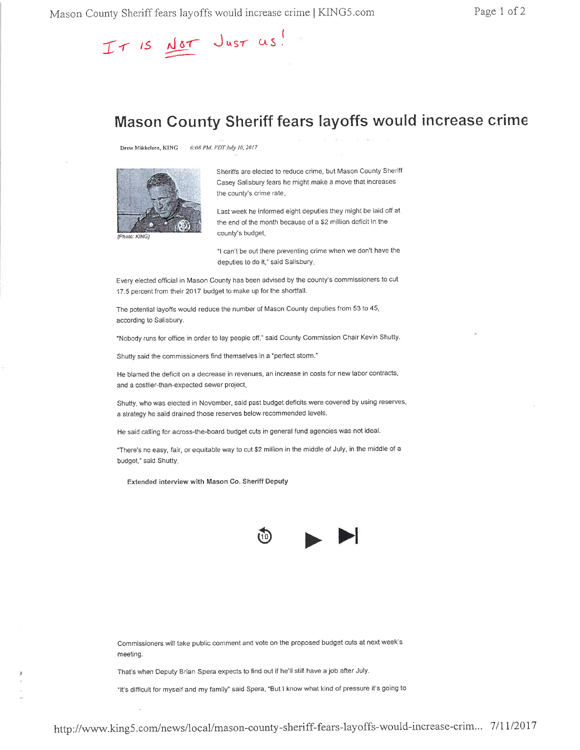It is NOT Just us!

# Mason County Sheriff fears layoffs would increase crime

Drew Mikkelsen, KING    *6:08 PM. PDT July 10, 2017*

(Photo: KING)

Sheriffs are elected to reduce crime, but Mason County Sheriff Casey Salisbury fears he might make a move that increases the county's crime rate.

Last week he informed eight deputies they might be laid off at the end of the month because of a $2 million deficit in the county's budget.

"I can't be out there preventing crime when we don't have the deputies to do it," said Salisbury.

Every elected official in Mason County has been advised by the county's commissioners to cut 17.5 percent from their 2017 budget to make up for the shortfall.

The potential layoffs would reduce the number of Mason County deputies from 53 to 45, according to Salisbury.

"Nobody runs for office in order to lay people off," said County Commission Chair Kevin Shutty.

Shutty said the commissioners find themselves in a "perfect storm."

He blamed the deficit on a decrease in revenues, an increase in costs for new labor contracts, and a costlier-than-expected sewer project.

Shutty, who was elected in November, said past budget deficits were covered by using reserves, a strategy he said drained those reserves below recommended levels.

He said calling for across-the-board budget cuts in general fund agencies was not ideal.

"There's no easy, fair, or equitable way to cut $2 million in the middle of July, in the middle of a budget," said Shutty.

**Extended interview with Mason Co. Sheriff Deputy**

Commissioners will take public comment and vote on the proposed budget cuts at next week's meeting.

That's when Deputy Brian Spera expects to find out if he'll still have a job after July.

"It's difficult for myself and my family" said Spera, "But I know what kind of pressure it's going to